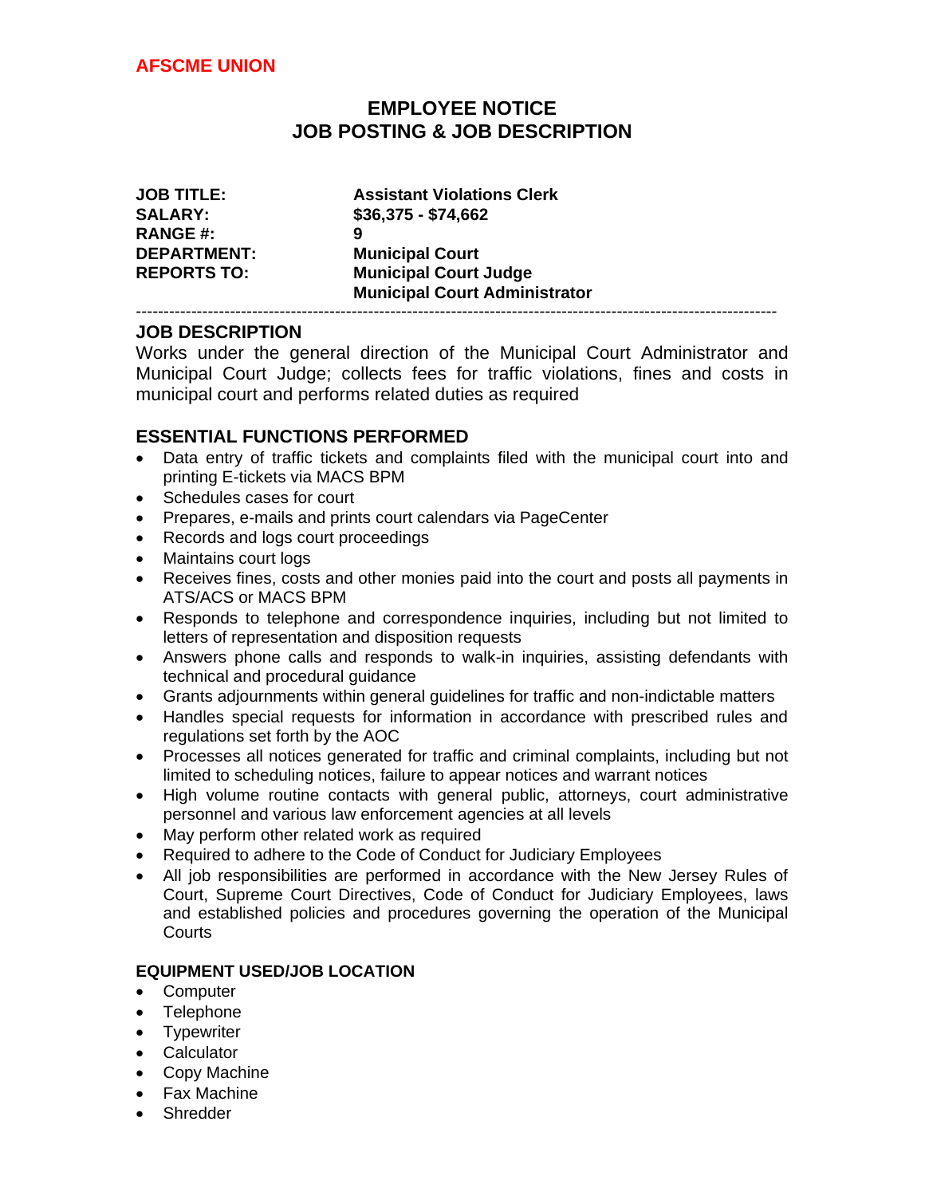**AFSCME UNION**

# EMPLOYEE NOTICE
# JOB POSTING & JOB DESCRIPTION

| | |
|---|---|
| **JOB TITLE:** | **Assistant Violations Clerk** |
| **SALARY:** | **$36,375 - $74,662** |
| **RANGE #:** | **9** |
| **DEPARTMENT:** | **Municipal Court** |
| **REPORTS TO:** | **Municipal Court Judge**<br>**Municipal Court Administrator** |

---

## JOB DESCRIPTION

Works under the general direction of the Municipal Court Administrator and Municipal Court Judge; collects fees for traffic violations, fines and costs in municipal court and performs related duties as required

## ESSENTIAL FUNCTIONS PERFORMED

- Data entry of traffic tickets and complaints filed with the municipal court into and printing E-tickets via MACS BPM
- Schedules cases for court
- Prepares, e-mails and prints court calendars via PageCenter
- Records and logs court proceedings
- Maintains court logs
- Receives fines, costs and other monies paid into the court and posts all payments in ATS/ACS or MACS BPM
- Responds to telephone and correspondence inquiries, including but not limited to letters of representation and disposition requests
- Answers phone calls and responds to walk-in inquiries, assisting defendants with technical and procedural guidance
- Grants adjournments within general guidelines for traffic and non-indictable matters
- Handles special requests for information in accordance with prescribed rules and regulations set forth by the AOC
- Processes all notices generated for traffic and criminal complaints, including but not limited to scheduling notices, failure to appear notices and warrant notices
- High volume routine contacts with general public, attorneys, court administrative personnel and various law enforcement agencies at all levels
- May perform other related work as required
- Required to adhere to the Code of Conduct for Judiciary Employees
- All job responsibilities are performed in accordance with the New Jersey Rules of Court, Supreme Court Directives, Code of Conduct for Judiciary Employees, laws and established policies and procedures governing the operation of the Municipal Courts

### EQUIPMENT USED/JOB LOCATION

- Computer
- Telephone
- Typewriter
- Calculator
- Copy Machine
- Fax Machine
- Shredder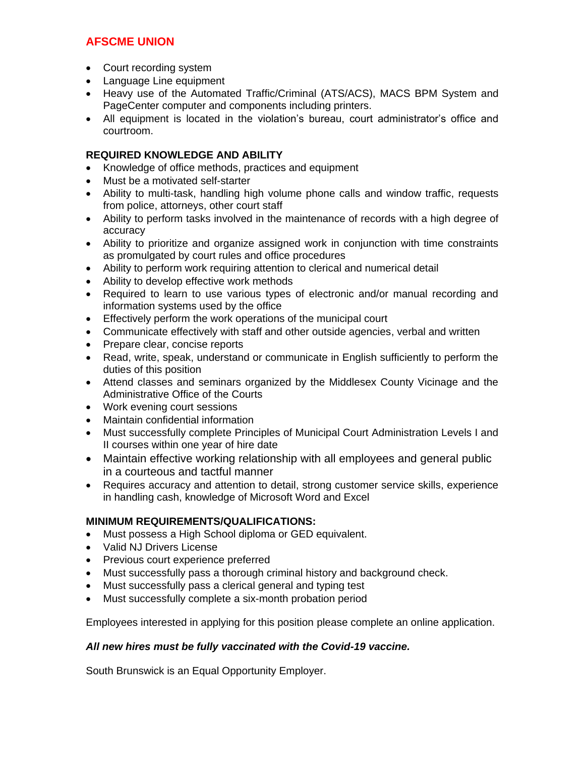**AFSCME UNION**

- Court recording system
- Language Line equipment
- Heavy use of the Automated Traffic/Criminal (ATS/ACS), MACS BPM System and PageCenter computer and components including printers.
- All equipment is located in the violation's bureau, court administrator's office and courtroom.

**REQUIRED KNOWLEDGE AND ABILITY**

- Knowledge of office methods, practices and equipment
- Must be a motivated self-starter
- Ability to multi-task, handling high volume phone calls and window traffic, requests from police, attorneys, other court staff
- Ability to perform tasks involved in the maintenance of records with a high degree of accuracy
- Ability to prioritize and organize assigned work in conjunction with time constraints as promulgated by court rules and office procedures
- Ability to perform work requiring attention to clerical and numerical detail
- Ability to develop effective work methods
- Required to learn to use various types of electronic and/or manual recording and information systems used by the office
- Effectively perform the work operations of the municipal court
- Communicate effectively with staff and other outside agencies, verbal and written
- Prepare clear, concise reports
- Read, write, speak, understand or communicate in English sufficiently to perform the duties of this position
- Attend classes and seminars organized by the Middlesex County Vicinage and the Administrative Office of the Courts
- Work evening court sessions
- Maintain confidential information
- Must successfully complete Principles of Municipal Court Administration Levels I and II courses within one year of hire date
- Maintain effective working relationship with all employees and general public in a courteous and tactful manner
- Requires accuracy and attention to detail, strong customer service skills, experience in handling cash, knowledge of Microsoft Word and Excel

**MINIMUM REQUIREMENTS/QUALIFICATIONS:**

- Must possess a High School diploma or GED equivalent.
- Valid NJ Drivers License
- Previous court experience preferred
- Must successfully pass a thorough criminal history and background check.
- Must successfully pass a clerical general and typing test
- Must successfully complete a six-month probation period

Employees interested in applying for this position please complete an online application.

***All new hires must be fully vaccinated with the Covid-19 vaccine.***

South Brunswick is an Equal Opportunity Employer.